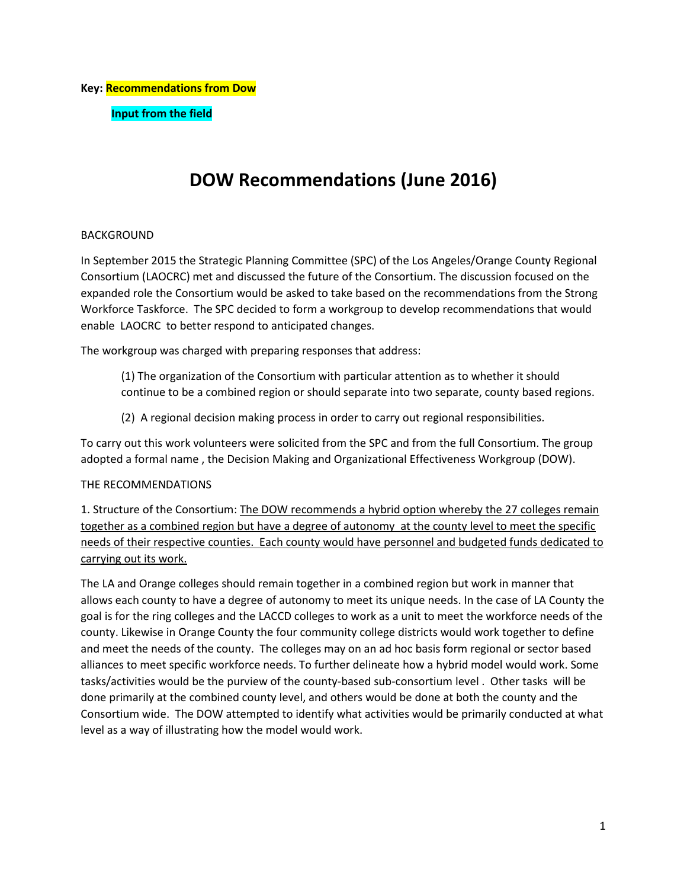**Key: Recommendations from Dow**

**Input from the field**

# DOW Recommendations (June 2016)

BACKGROUND

In September 2015 the Strategic Planning Committee (SPC) of the Los Angeles/Orange County Regional Consortium (LAOCRC) met and discussed the future of the Consortium. The discussion focused on the expanded role the Consortium would be asked to take based on the recommendations from the Strong Workforce Taskforce. The SPC decided to form a workgroup to develop recommendations that would enable LAOCRC to better respond to anticipated changes.

The workgroup was charged with preparing responses that address:

(1) The organization of the Consortium with particular attention as to whether it should continue to be a combined region or should separate into two separate, county based regions.

(2) A regional decision making process in order to carry out regional responsibilities.

To carry out this work volunteers were solicited from the SPC and from the full Consortium. The group adopted a formal name , the Decision Making and Organizational Effectiveness Workgroup (DOW).

THE RECOMMENDATIONS

1. Structure of the Consortium: <u>The DOW recommends a hybrid option whereby the 27 colleges remain together as a combined region but have a degree of autonomy at the county level to meet the specific needs of their respective counties. Each county would have personnel and budgeted funds dedicated to carrying out its work.</u>

The LA and Orange colleges should remain together in a combined region but work in manner that allows each county to have a degree of autonomy to meet its unique needs. In the case of LA County the goal is for the ring colleges and the LACCD colleges to work as a unit to meet the workforce needs of the county. Likewise in Orange County the four community college districts would work together to define and meet the needs of the county. The colleges may on an ad hoc basis form regional or sector based alliances to meet specific workforce needs. To further delineate how a hybrid model would work. Some tasks/activities would be the purview of the county-based sub-consortium level . Other tasks will be done primarily at the combined county level, and others would be done at both the county and the Consortium wide. The DOW attempted to identify what activities would be primarily conducted at what level as a way of illustrating how the model would work.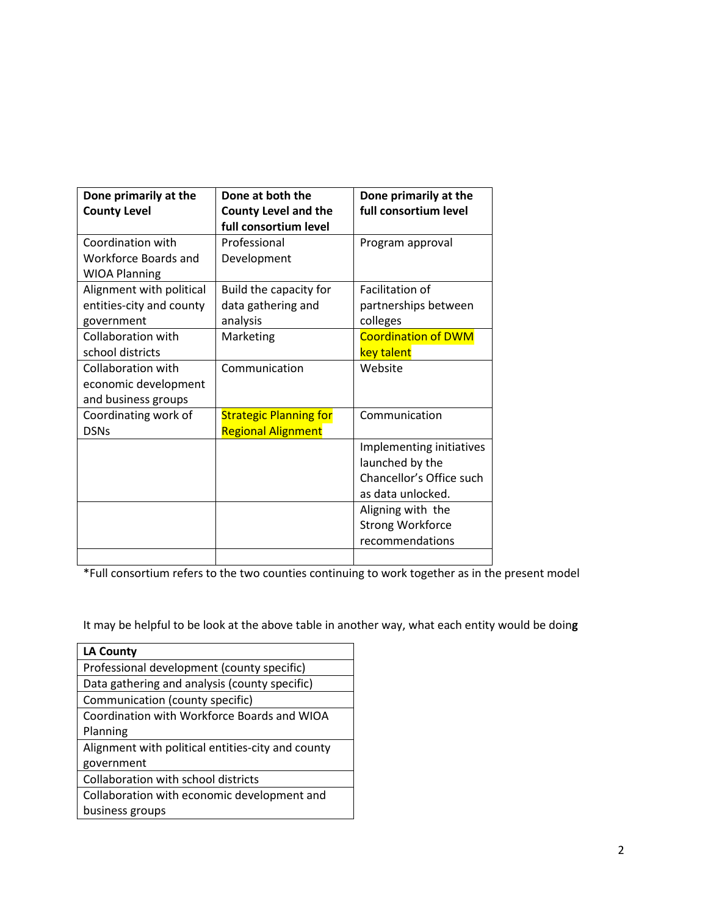| Done primarily at the County Level | Done at both the County Level and the full consortium level | Done primarily at the full consortium level |
|---|---|---|
| Coordination with Workforce Boards and WIOA Planning | Professional Development | Program approval |
| Alignment with political entities-city and county government | Build the capacity for data gathering and analysis | Facilitation of partnerships between colleges |
| Collaboration with school districts | Marketing | Coordination of DWM key talent |
| Collaboration with economic development and business groups | Communication | Website |
| Coordinating work of DSNs | Strategic Planning for Regional Alignment | Communication |
| | | Implementing initiatives launched by the Chancellor's Office such as data unlocked. |
| | | Aligning with the Strong Workforce recommendations |
| | | |

*Full consortium refers to the two counties continuing to work together as in the present model

It may be helpful to be look at the above table in another way, what each entity would be doing

| LA County |
|---|
| Professional development (county specific) |
| Data gathering and analysis (county specific) |
| Communication (county specific) |
| Coordination with Workforce Boards and WIOA Planning |
| Alignment with political entities-city and county government |
| Collaboration with school districts |
| Collaboration with economic development and business groups |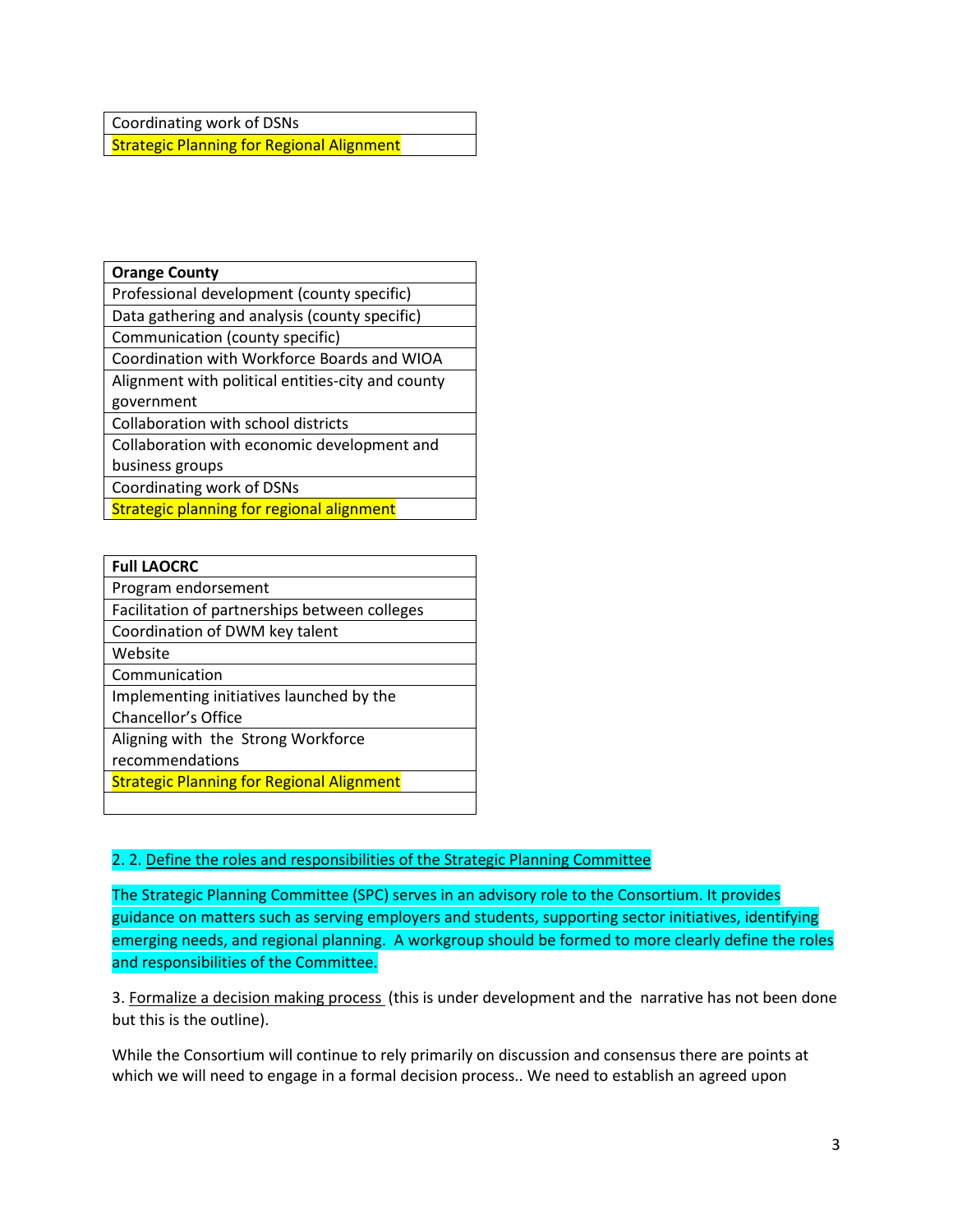| Coordinating work of DSNs |
|---|
| Strategic Planning for Regional Alignment |

| **Orange County** |
|---|
| Professional development (county specific) |
| Data gathering and analysis (county specific) |
| Communication (county specific) |
| Coordination with Workforce Boards and WIOA |
| Alignment with political entities-city and county government |
| Collaboration with school districts |
| Collaboration with economic development and business groups |
| Coordinating work of DSNs |
| Strategic planning for regional alignment |

| **Full LAOCRC** |
|---|
| Program endorsement |
| Facilitation of partnerships between colleges |
| Coordination of DWM key talent |
| Website |
| Communication |
| Implementing initiatives launched by the Chancellor's Office |
| Aligning with the Strong Workforce recommendations |
| Strategic Planning for Regional Alignment |
| |

2. 2. Define the roles and responsibilities of the Strategic Planning Committee

The Strategic Planning Committee (SPC) serves in an advisory role to the Consortium. It provides guidance on matters such as serving employers and students, supporting sector initiatives, identifying emerging needs, and regional planning. A workgroup should be formed to more clearly define the roles and responsibilities of the Committee.

3. Formalize a decision making process (this is under development and the narrative has not been done but this is the outline).

While the Consortium will continue to rely primarily on discussion and consensus there are points at which we will need to engage in a formal decision process.. We need to establish an agreed upon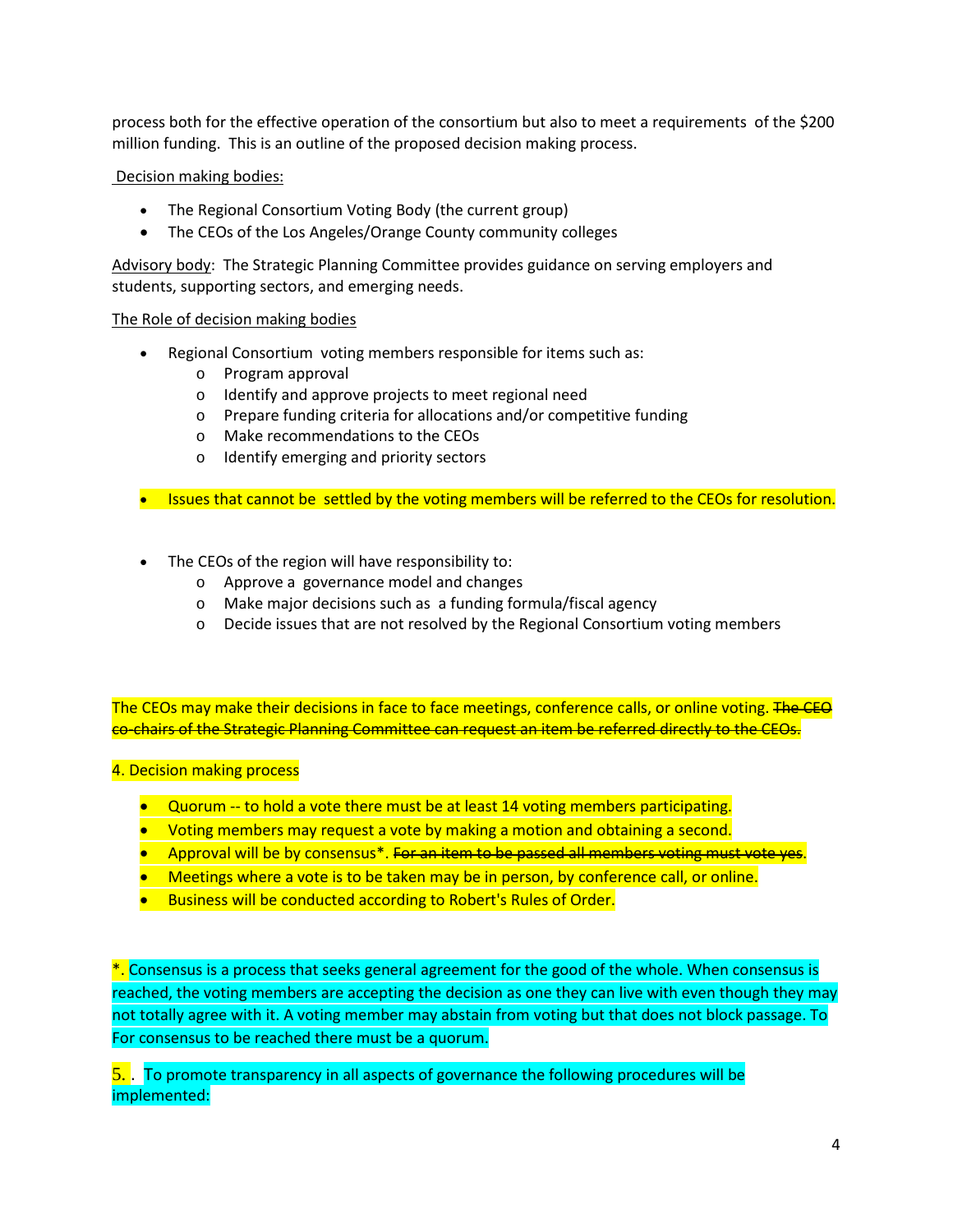process both for the effective operation of the consortium but also to meet a requirements of the $200 million funding. This is an outline of the proposed decision making process.

<u>Decision making bodies:</u>

- The Regional Consortium Voting Body (the current group)
- The CEOs of the Los Angeles/Orange County community colleges

<u>Advisory body</u>: The Strategic Planning Committee provides guidance on serving employers and students, supporting sectors, and emerging needs.

<u>The Role of decision making bodies</u>

- Regional Consortium voting members responsible for items such as:
  - Program approval
  - Identify and approve projects to meet regional need
  - Prepare funding criteria for allocations and/or competitive funding
  - Make recommendations to the CEOs
  - Identify emerging and priority sectors

- Issues that cannot be settled by the voting members will be referred to the CEOs for resolution.

- The CEOs of the region will have responsibility to:
  - Approve a governance model and changes
  - Make major decisions such as a funding formula/fiscal agency
  - Decide issues that are not resolved by the Regional Consortium voting members

The CEOs may make their decisions in face to face meetings, conference calls, or online voting. ~~The CEO co-chairs of the Strategic Planning Committee can request an item be referred directly to the CEOs.~~

4. Decision making process

- Quorum -- to hold a vote there must be at least 14 voting members participating.
- Voting members may request a vote by making a motion and obtaining a second.
- Approval will be by consensus*. ~~For an item to be passed all members voting must vote yes~~.
- Meetings where a vote is to be taken may be in person, by conference call, or online.
- Business will be conducted according to Robert's Rules of Order.

*. Consensus is a process that seeks general agreement for the good of the whole. When consensus is reached, the voting members are accepting the decision as one they can live with even though they may not totally agree with it. A voting member may abstain from voting but that does not block passage. To For consensus to be reached there must be a quorum.

5. . To promote transparency in all aspects of governance the following procedures will be implemented: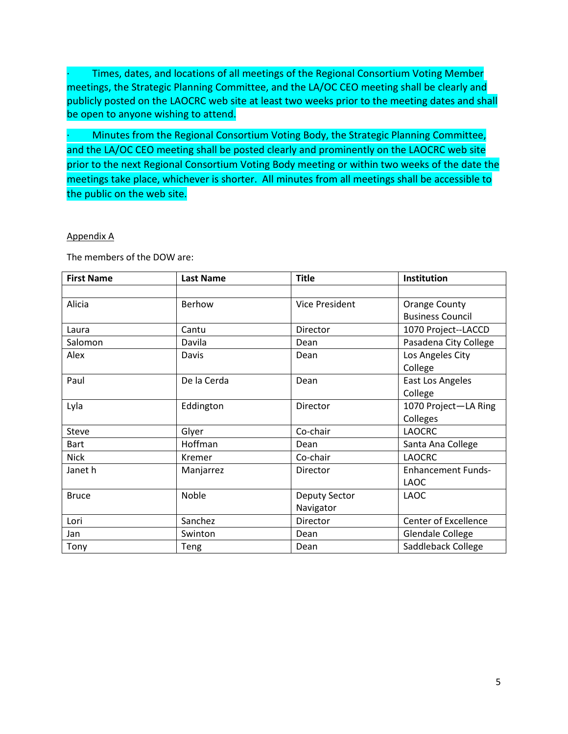- Times, dates, and locations of all meetings of the Regional Consortium Voting Member meetings, the Strategic Planning Committee, and the LA/OC CEO meeting shall be clearly and publicly posted on the LAOCRC web site at least two weeks prior to the meeting dates and shall be open to anyone wishing to attend.

- Minutes from the Regional Consortium Voting Body, the Strategic Planning Committee, and the LA/OC CEO meeting shall be posted clearly and prominently on the LAOCRC web site prior to the next Regional Consortium Voting Body meeting or within two weeks of the date the meetings take place, whichever is shorter. All minutes from all meetings shall be accessible to the public on the web site.

Appendix A

The members of the DOW are:

| First Name | Last Name | Title | Institution |
|---|---|---|---|
| | | | |
| Alicia | Berhow | Vice President | Orange County Business Council |
| Laura | Cantu | Director | 1070 Project--LACCD |
| Salomon | Davila | Dean | Pasadena City College |
| Alex | Davis | Dean | Los Angeles City College |
| Paul | De la Cerda | Dean | East Los Angeles College |
| Lyla | Eddington | Director | 1070 Project—LA Ring Colleges |
| Steve | Glyer | Co-chair | LAOCRC |
| Bart | Hoffman | Dean | Santa Ana College |
| Nick | Kremer | Co-chair | LAOCRC |
| Janet h | Manjarrez | Director | Enhancement Funds-LAOC |
| Bruce | Noble | Deputy Sector Navigator | LAOC |
| Lori | Sanchez | Director | Center of Excellence |
| Jan | Swinton | Dean | Glendale College |
| Tony | Teng | Dean | Saddleback College |